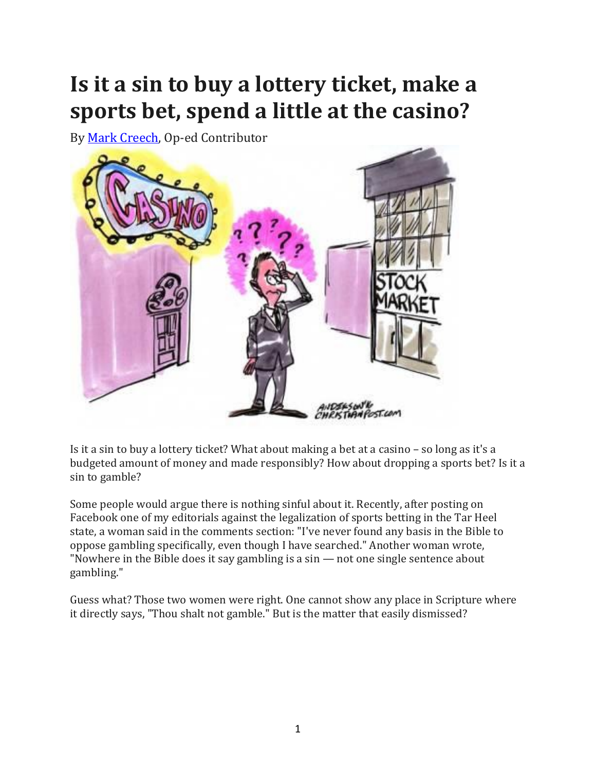# Is it a sin to buy a lottery ticket, make a sports bet, spend a little at the casino?

By [Mark Creech](), Op-ed Contributor

Is it a sin to buy a lottery ticket? What about making a bet at a casino – so long as it's a budgeted amount of money and made responsibly? How about dropping a sports bet? Is it a sin to gamble?

Some people would argue there is nothing sinful about it. Recently, after posting on Facebook one of my editorials against the legalization of sports betting in the Tar Heel state, a woman said in the comments section: "I've never found any basis in the Bible to oppose gambling specifically, even though I have searched." Another woman wrote, "Nowhere in the Bible does it say gambling is a sin — not one single sentence about gambling."

Guess what? Those two women were right. One cannot show any place in Scripture where it directly says, "Thou shalt not gamble." But is the matter that easily dismissed?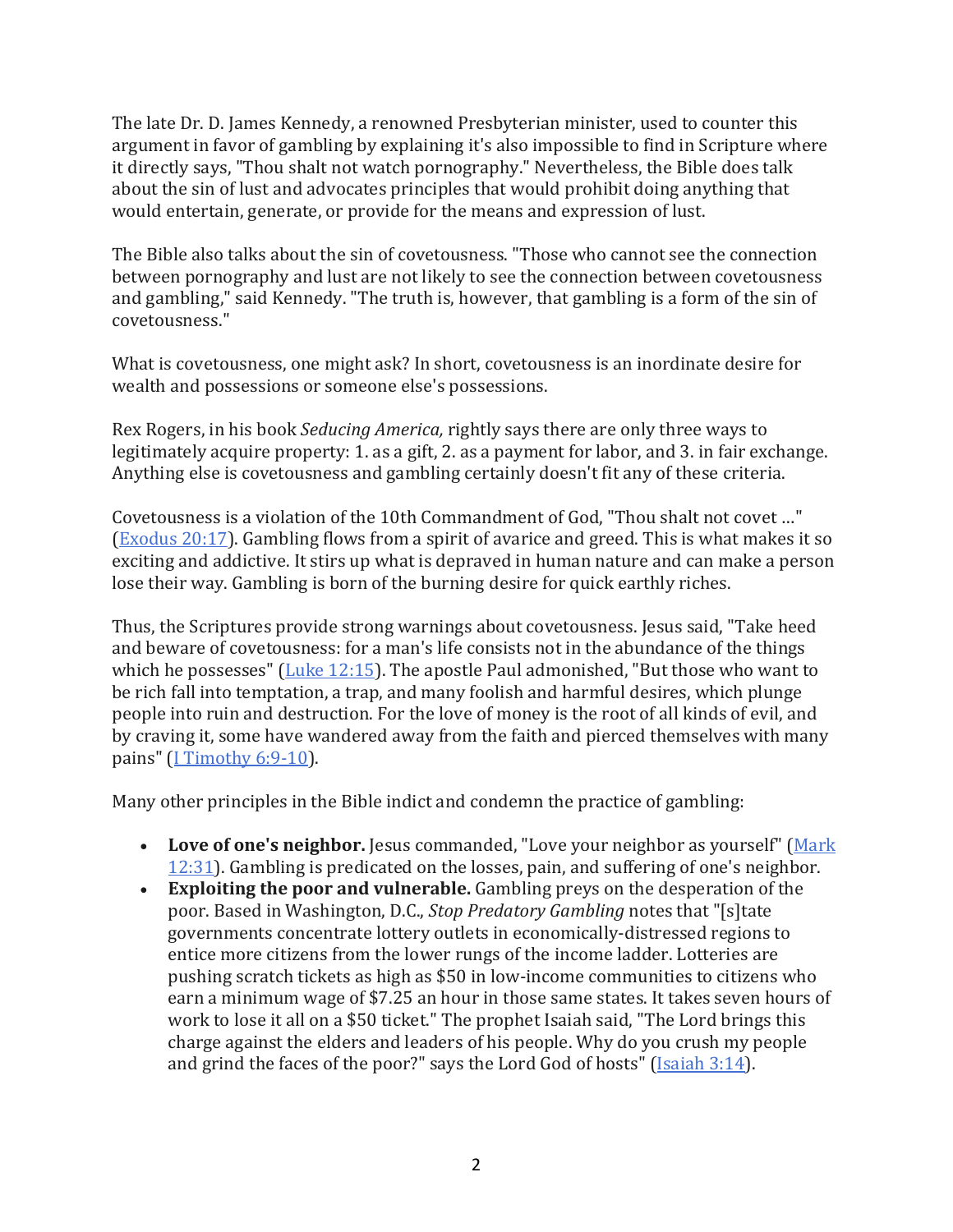The late Dr. D. James Kennedy, a renowned Presbyterian minister, used to counter this argument in favor of gambling by explaining it's also impossible to find in Scripture where it directly says, "Thou shalt not watch pornography." Nevertheless, the Bible does talk about the sin of lust and advocates principles that would prohibit doing anything that would entertain, generate, or provide for the means and expression of lust.

The Bible also talks about the sin of covetousness. "Those who cannot see the connection between pornography and lust are not likely to see the connection between covetousness and gambling," said Kennedy. "The truth is, however, that gambling is a form of the sin of covetousness."

What is covetousness, one might ask? In short, covetousness is an inordinate desire for wealth and possessions or someone else's possessions.

Rex Rogers, in his book *Seducing America,* rightly says there are only three ways to legitimately acquire property: 1. as a gift, 2. as a payment for labor, and 3. in fair exchange. Anything else is covetousness and gambling certainly doesn't fit any of these criteria.

Covetousness is a violation of the 10th Commandment of God, "Thou shalt not covet …" (Exodus 20:17). Gambling flows from a spirit of avarice and greed. This is what makes it so exciting and addictive. It stirs up what is depraved in human nature and can make a person lose their way. Gambling is born of the burning desire for quick earthly riches.

Thus, the Scriptures provide strong warnings about covetousness. Jesus said, "Take heed and beware of covetousness: for a man's life consists not in the abundance of the things which he possesses" (Luke 12:15). The apostle Paul admonished, "But those who want to be rich fall into temptation, a trap, and many foolish and harmful desires, which plunge people into ruin and destruction. For the love of money is the root of all kinds of evil, and by craving it, some have wandered away from the faith and pierced themselves with many pains" (I Timothy 6:9-10).

Many other principles in the Bible indict and condemn the practice of gambling:

- **Love of one's neighbor.** Jesus commanded, "Love your neighbor as yourself" (Mark 12:31). Gambling is predicated on the losses, pain, and suffering of one's neighbor.
- **Exploiting the poor and vulnerable.** Gambling preys on the desperation of the poor. Based in Washington, D.C., *Stop Predatory Gambling* notes that "[s]tate governments concentrate lottery outlets in economically-distressed regions to entice more citizens from the lower rungs of the income ladder. Lotteries are pushing scratch tickets as high as $50 in low-income communities to citizens who earn a minimum wage of $7.25 an hour in those same states. It takes seven hours of work to lose it all on a $50 ticket." The prophet Isaiah said, "The Lord brings this charge against the elders and leaders of his people. Why do you crush my people and grind the faces of the poor?" says the Lord God of hosts" (Isaiah 3:14).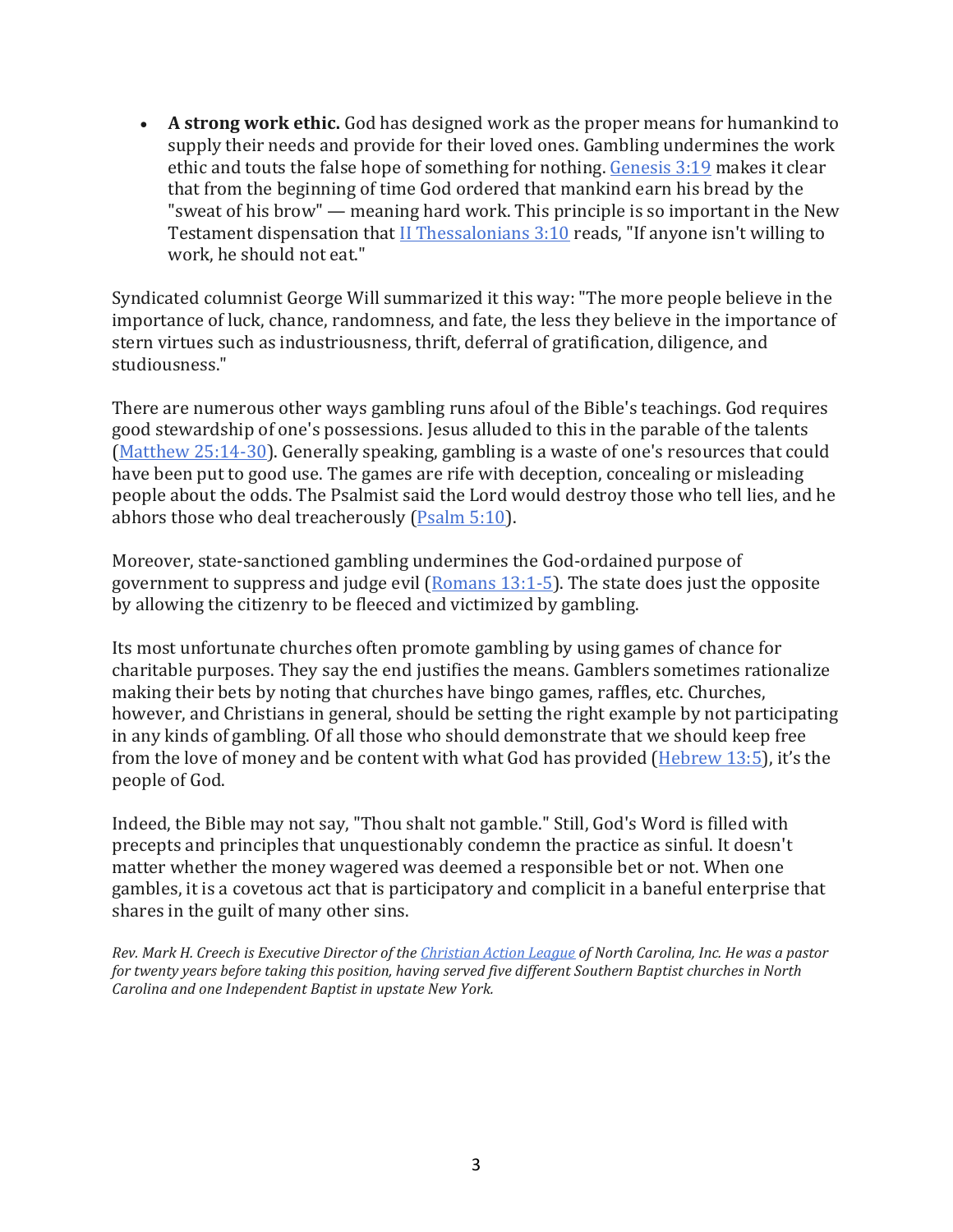- **A strong work ethic.** God has designed work as the proper means for humankind to supply their needs and provide for their loved ones. Gambling undermines the work ethic and touts the false hope of something for nothing. [Genesis 3:19](#) makes it clear that from the beginning of time God ordered that mankind earn his bread by the "sweat of his brow" — meaning hard work. This principle is so important in the New Testament dispensation that [II Thessalonians 3:10](#) reads, "If anyone isn't willing to work, he should not eat."

Syndicated columnist George Will summarized it this way: "The more people believe in the importance of luck, chance, randomness, and fate, the less they believe in the importance of stern virtues such as industriousness, thrift, deferral of gratification, diligence, and studiousness."

There are numerous other ways gambling runs afoul of the Bible's teachings. God requires good stewardship of one's possessions. Jesus alluded to this in the parable of the talents ([Matthew 25:14-30](#)). Generally speaking, gambling is a waste of one's resources that could have been put to good use. The games are rife with deception, concealing or misleading people about the odds. The Psalmist said the Lord would destroy those who tell lies, and he abhors those who deal treacherously ([Psalm 5:10](#)).

Moreover, state-sanctioned gambling undermines the God-ordained purpose of government to suppress and judge evil ([Romans 13:1-5](#)). The state does just the opposite by allowing the citizenry to be fleeced and victimized by gambling.

Its most unfortunate churches often promote gambling by using games of chance for charitable purposes. They say the end justifies the means. Gamblers sometimes rationalize making their bets by noting that churches have bingo games, raffles, etc. Churches, however, and Christians in general, should be setting the right example by not participating in any kinds of gambling. Of all those who should demonstrate that we should keep free from the love of money and be content with what God has provided ([Hebrew 13:5](#)), it's the people of God.

Indeed, the Bible may not say, "Thou shalt not gamble." Still, God's Word is filled with precepts and principles that unquestionably condemn the practice as sinful. It doesn't matter whether the money wagered was deemed a responsible bet or not. When one gambles, it is a covetous act that is participatory and complicit in a baneful enterprise that shares in the guilt of many other sins.

*Rev. Mark H. Creech is Executive Director of the [Christian Action League](#) of North Carolina, Inc. He was a pastor for twenty years before taking this position, having served five different Southern Baptist churches in North Carolina and one Independent Baptist in upstate New York.*